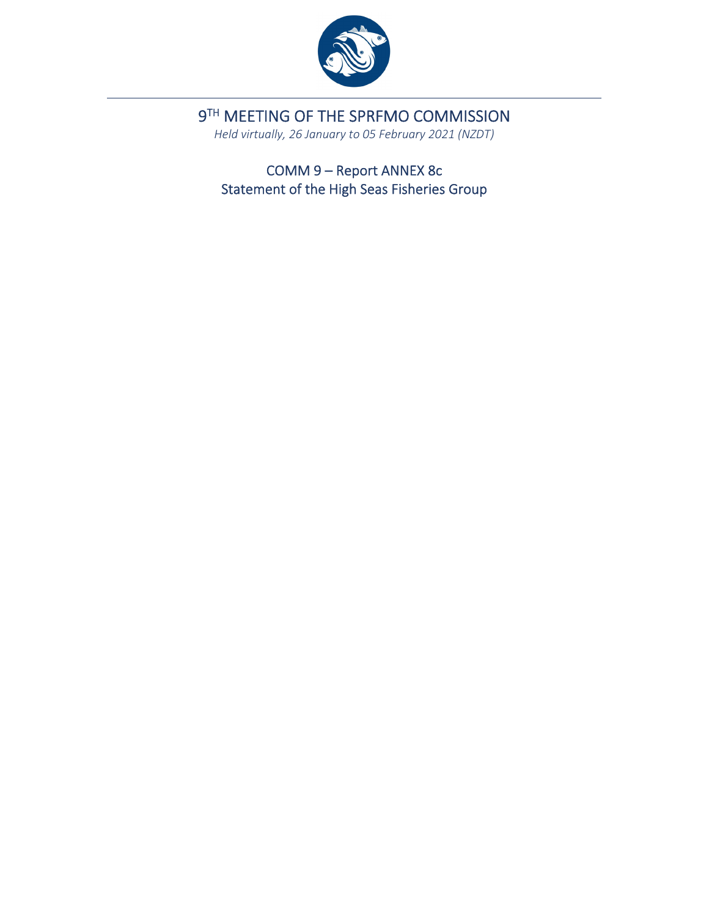# 9[TH] MEETING OF THE SPRFMO COMMISSION

*Held virtually, 26 January to 05 February 2021 (NZDT)*

## COMM 9 – Report ANNEX 8c
## Statement of the High Seas Fisheries Group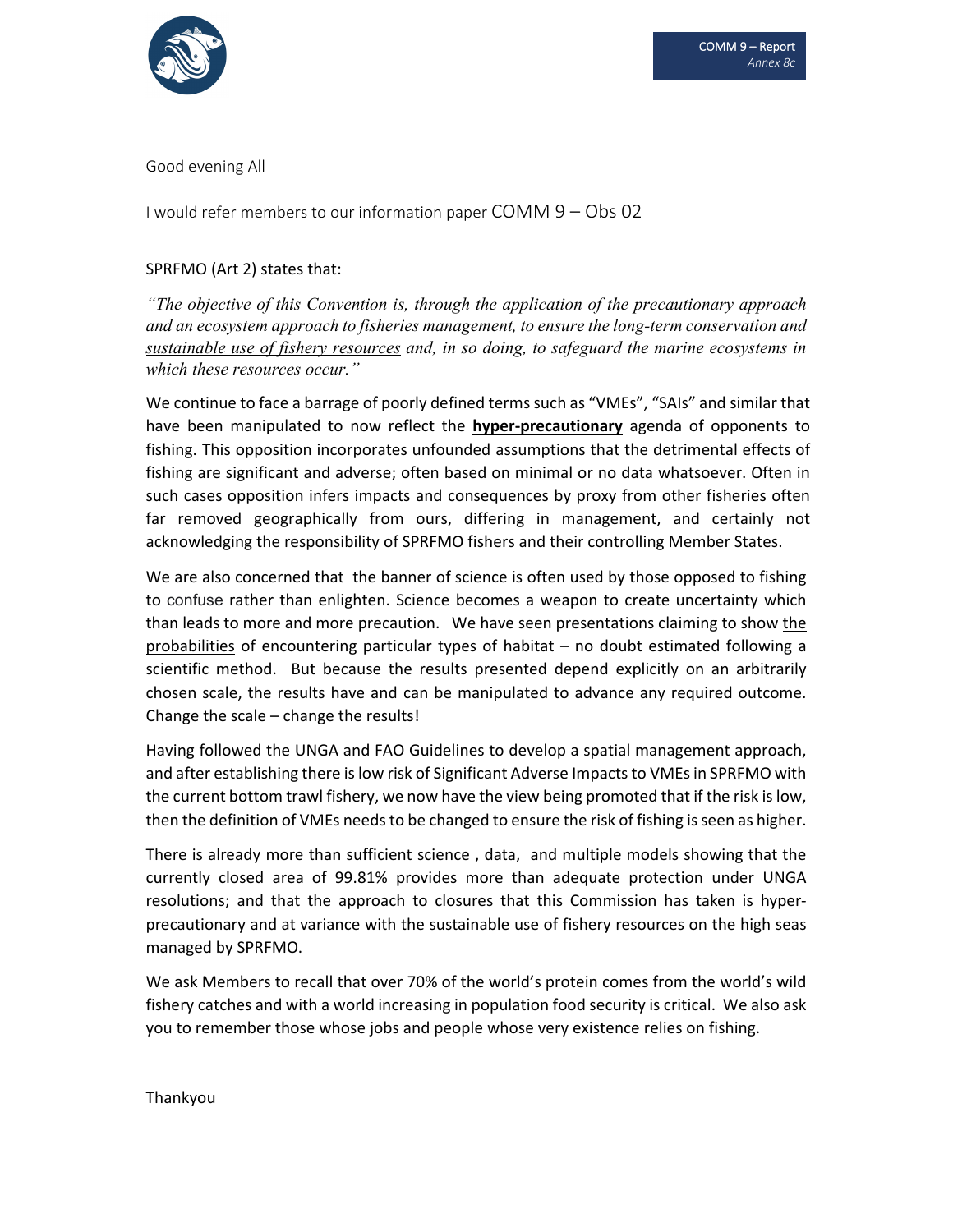Good evening All

I would refer members to our information paper COMM 9 – Obs 02

SPRFMO (Art 2) states that:

*"The objective of this Convention is, through the application of the precautionary approach and an ecosystem approach to fisheries management, to ensure the long-term conservation and sustainable use of fishery resources and, in so doing, to safeguard the marine ecosystems in which these resources occur."*

We continue to face a barrage of poorly defined terms such as "VMEs", "SAIs" and similar that have been manipulated to now reflect the **hyper-precautionary** agenda of opponents to fishing. This opposition incorporates unfounded assumptions that the detrimental effects of fishing are significant and adverse; often based on minimal or no data whatsoever. Often in such cases opposition infers impacts and consequences by proxy from other fisheries often far removed geographically from ours, differing in management, and certainly not acknowledging the responsibility of SPRFMO fishers and their controlling Member States.

We are also concerned that the banner of science is often used by those opposed to fishing to confuse rather than enlighten. Science becomes a weapon to create uncertainty which than leads to more and more precaution. We have seen presentations claiming to show the probabilities of encountering particular types of habitat – no doubt estimated following a scientific method. But because the results presented depend explicitly on an arbitrarily chosen scale, the results have and can be manipulated to advance any required outcome. Change the scale – change the results!

Having followed the UNGA and FAO Guidelines to develop a spatial management approach, and after establishing there is low risk of Significant Adverse Impacts to VMEs in SPRFMO with the current bottom trawl fishery, we now have the view being promoted that if the risk is low, then the definition of VMEs needs to be changed to ensure the risk of fishing is seen as higher.

There is already more than sufficient science , data, and multiple models showing that the currently closed area of 99.81% provides more than adequate protection under UNGA resolutions; and that the approach to closures that this Commission has taken is hyper-precautionary and at variance with the sustainable use of fishery resources on the high seas managed by SPRFMO.

We ask Members to recall that over 70% of the world's protein comes from the world's wild fishery catches and with a world increasing in population food security is critical. We also ask you to remember those whose jobs and people whose very existence relies on fishing.

Thankyou